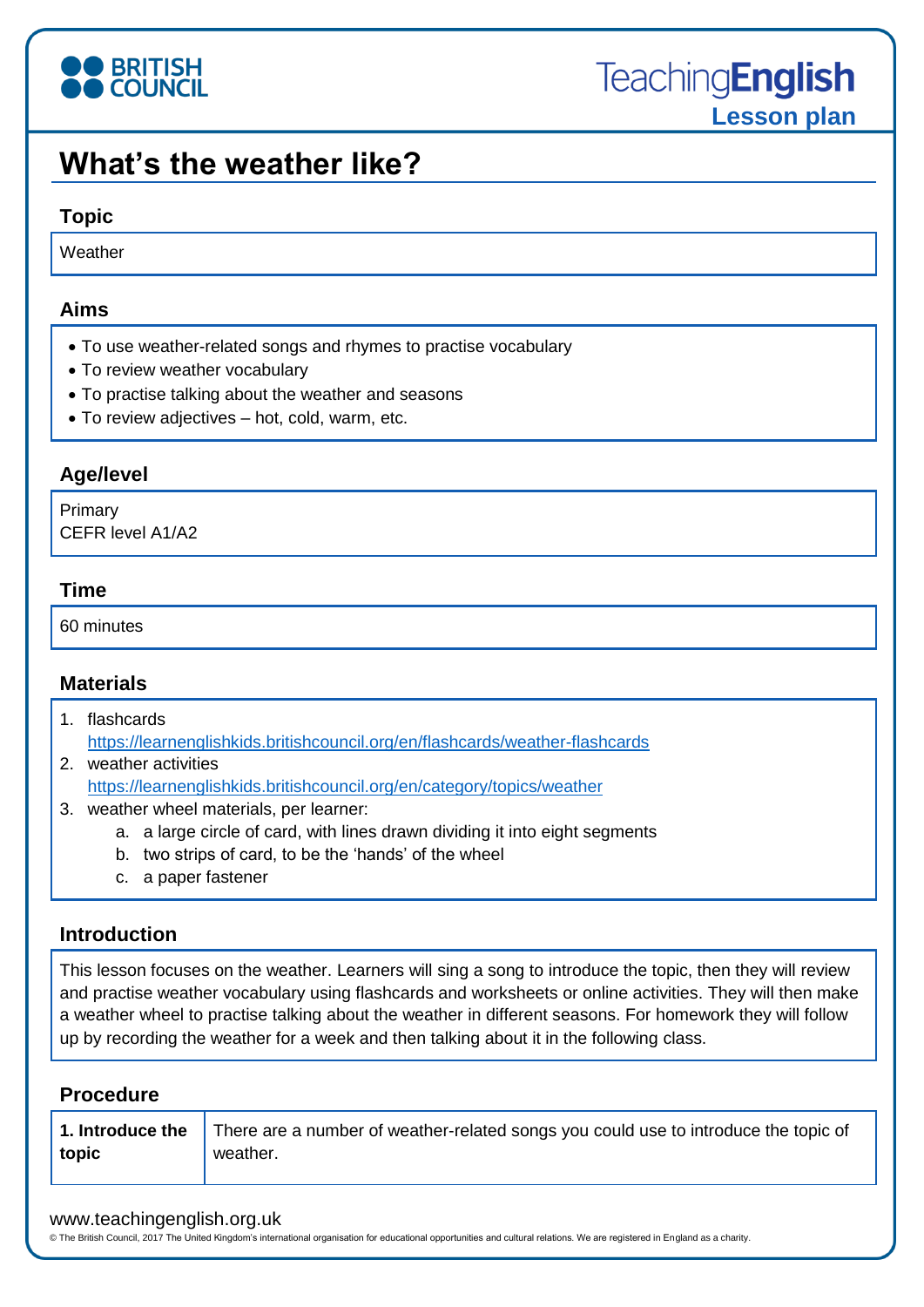# What's the weather like?

## Topic

Weather

## Aims

- To use weather-related songs and rhymes to practise vocabulary
- To review weather vocabulary
- To practise talking about the weather and seasons
- To review adjectives – hot, cold, warm, etc.

## Age/level

Primary
CEFR level A1/A2

## Time

60 minutes

## Materials

1. flashcards
   https://learnenglishkids.britishcouncil.org/en/flashcards/weather-flashcards
2. weather activities
   https://learnenglishkids.britishcouncil.org/en/category/topics/weather
3. weather wheel materials, per learner:
   a. a large circle of card, with lines drawn dividing it into eight segments
   b. two strips of card, to be the 'hands' of the wheel
   c. a paper fastener

## Introduction

This lesson focuses on the weather. Learners will sing a song to introduce the topic, then they will review and practise weather vocabulary using flashcards and worksheets or online activities. They will then make a weather wheel to practise talking about the weather in different seasons. For homework they will follow up by recording the weather for a week and then talking about it in the following class.

## Procedure

| | |
|---|---|
| **1. Introduce the topic** | There are a number of weather-related songs you could use to introduce the topic of weather. |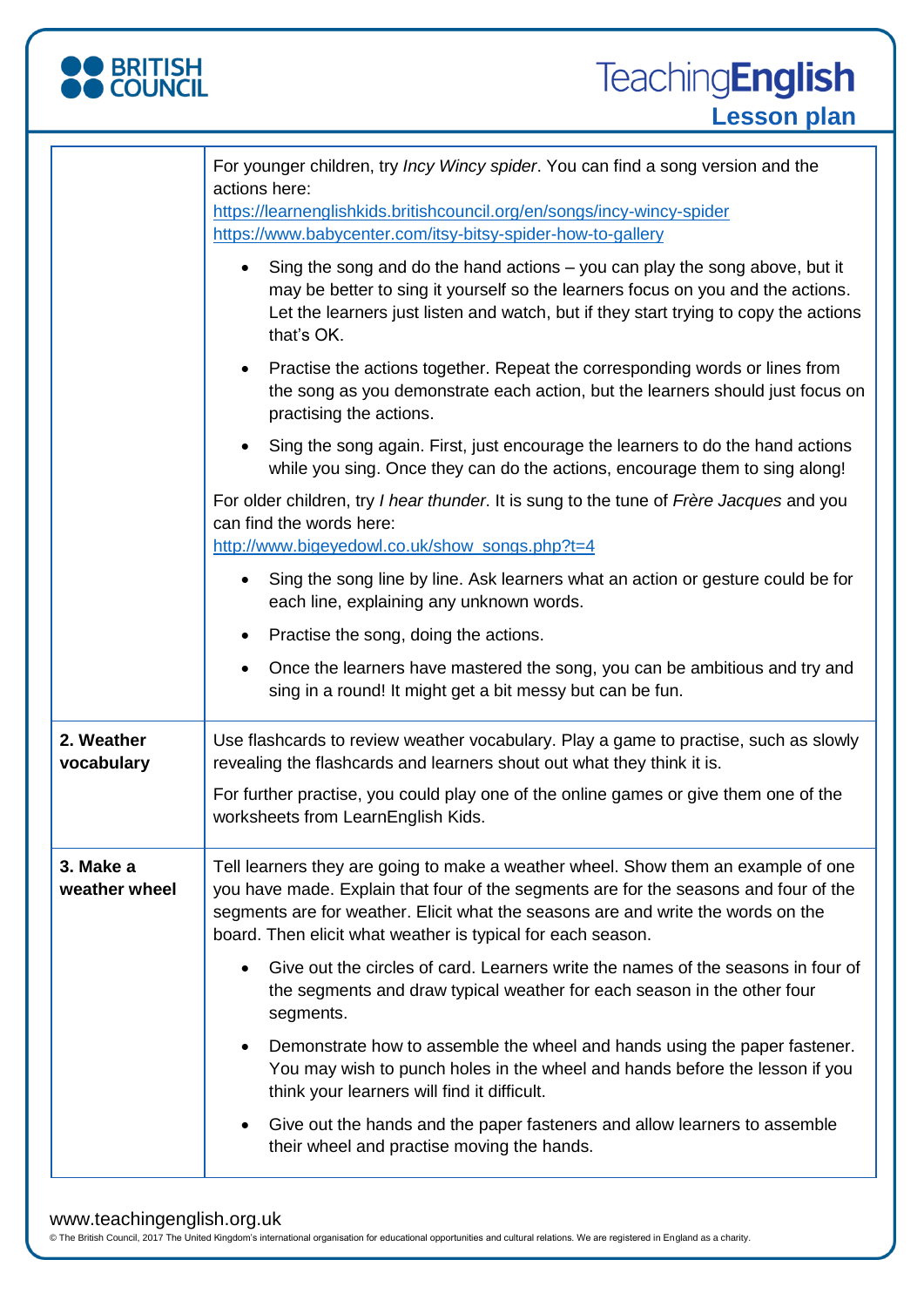| | |
|---|---|
| | For younger children, try *Incy Wincy spider*. You can find a song version and the actions here:<br>https://learnenglishkids.britishcouncil.org/en/songs/incy-wincy-spider<br>https://www.babycenter.com/itsy-bitsy-spider-how-to-gallery<br>• Sing the song and do the hand actions – you can play the song above, but it may be better to sing it yourself so the learners focus on you and the actions. Let the learners just listen and watch, but if they start trying to copy the actions that's OK.<br>• Practise the actions together. Repeat the corresponding words or lines from the song as you demonstrate each action, but the learners should just focus on practising the actions.<br>• Sing the song again. First, just encourage the learners to do the hand actions while you sing. Once they can do the actions, encourage them to sing along!<br>For older children, try *I hear thunder*. It is sung to the tune of *Frère Jacques* and you can find the words here:<br>http://www.bigeyedowl.co.uk/show_songs.php?t=4<br>• Sing the song line by line. Ask learners what an action or gesture could be for each line, explaining any unknown words.<br>• Practise the song, doing the actions.<br>• Once the learners have mastered the song, you can be ambitious and try and sing in a round! It might get a bit messy but can be fun. |
| **2. Weather vocabulary** | Use flashcards to review weather vocabulary. Play a game to practise, such as slowly revealing the flashcards and learners shout out what they think it is.<br>For further practise, you could play one of the online games or give them one of the worksheets from LearnEnglish Kids. |
| **3. Make a weather wheel** | Tell learners they are going to make a weather wheel. Show them an example of one you have made. Explain that four of the segments are for the seasons and four of the segments are for weather. Elicit what the seasons are and write the words on the board. Then elicit what weather is typical for each season.<br>• Give out the circles of card. Learners write the names of the seasons in four of the segments and draw typical weather for each season in the other four segments.<br>• Demonstrate how to assemble the wheel and hands using the paper fastener. You may wish to punch holes in the wheel and hands before the lesson if you think your learners will find it difficult.<br>• Give out the hands and the paper fasteners and allow learners to assemble their wheel and practise moving the hands. |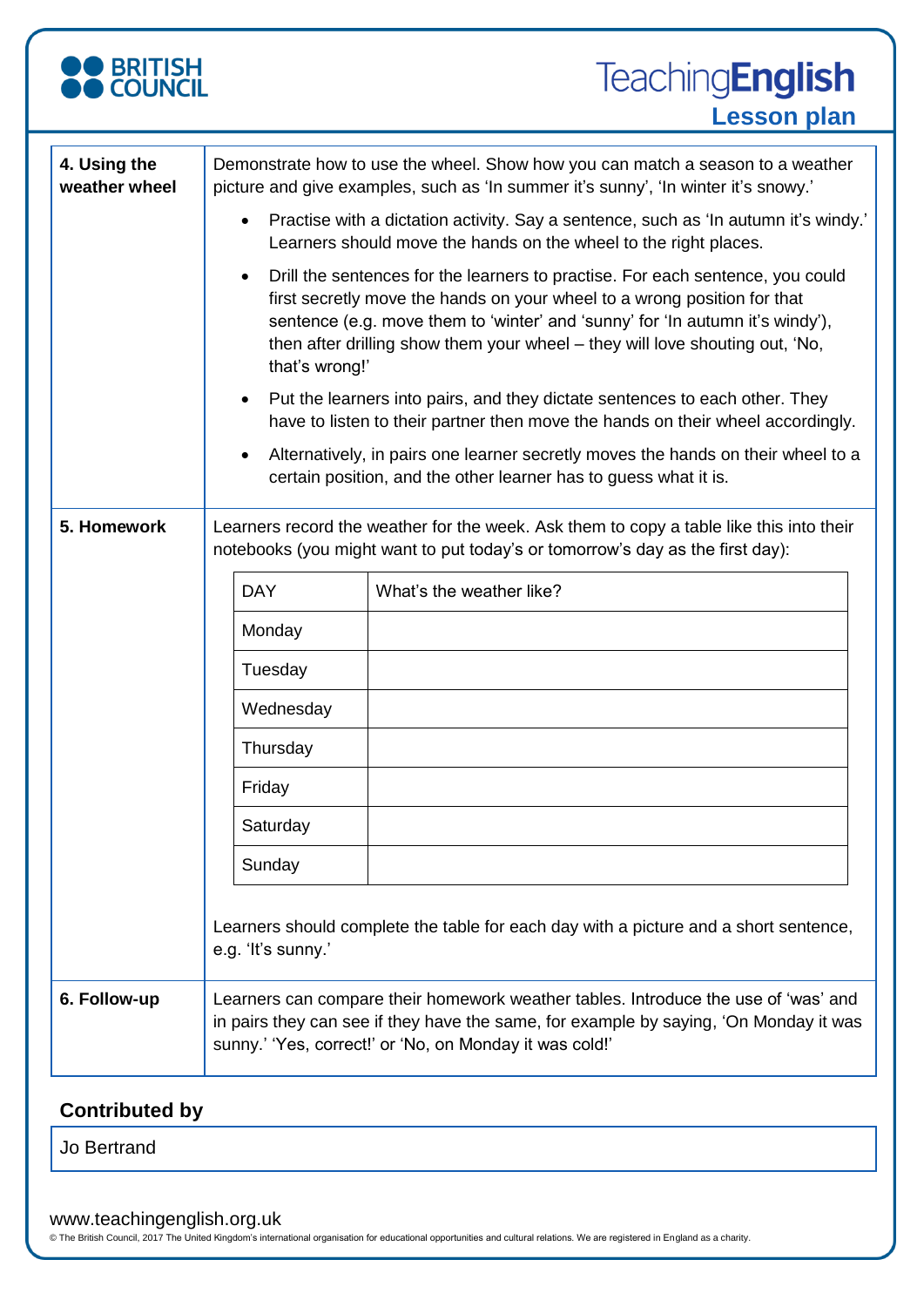| | |
|---|---|
| **4. Using the weather wheel** | Demonstrate how to use the wheel. Show how you can match a season to a weather picture and give examples, such as 'In summer it's sunny', 'In winter it's snowy.'<br>• Practise with a dictation activity. Say a sentence, such as 'In autumn it's windy.' Learners should move the hands on the wheel to the right places.<br>• Drill the sentences for the learners to practise. For each sentence, you could first secretly move the hands on your wheel to a wrong position for that sentence (e.g. move them to 'winter' and 'sunny' for 'In autumn it's windy'), then after drilling show them your wheel – they will love shouting out, 'No, that's wrong!'<br>• Put the learners into pairs, and they dictate sentences to each other. They have to listen to their partner then move the hands on their wheel accordingly.<br>• Alternatively, in pairs one learner secretly moves the hands on their wheel to a certain position, and the other learner has to guess what it is. |
| **5. Homework** | Learners record the weather for the week. Ask them to copy a table like this into their notebooks (you might want to put today's or tomorrow's day as the first day): |

| DAY | What's the weather like? |
|---|---|
| Monday | |
| Tuesday | |
| Wednesday | |
| Thursday | |
| Friday | |
| Saturday | |
| Sunday | |

Learners should complete the table for each day with a picture and a short sentence, e.g. 'It's sunny.'

| | |
|---|---|
| **6. Follow-up** | Learners can compare their homework weather tables. Introduce the use of 'was' and in pairs they can see if they have the same, for example by saying, 'On Monday it was sunny.' 'Yes, correct!' or 'No, on Monday it was cold!' |

## Contributed by

Jo Bertrand

www.teachingenglish.org.uk

© The British Council, 2017 The United Kingdom's international organisation for educational opportunities and cultural relations. We are registered in England as a charity.